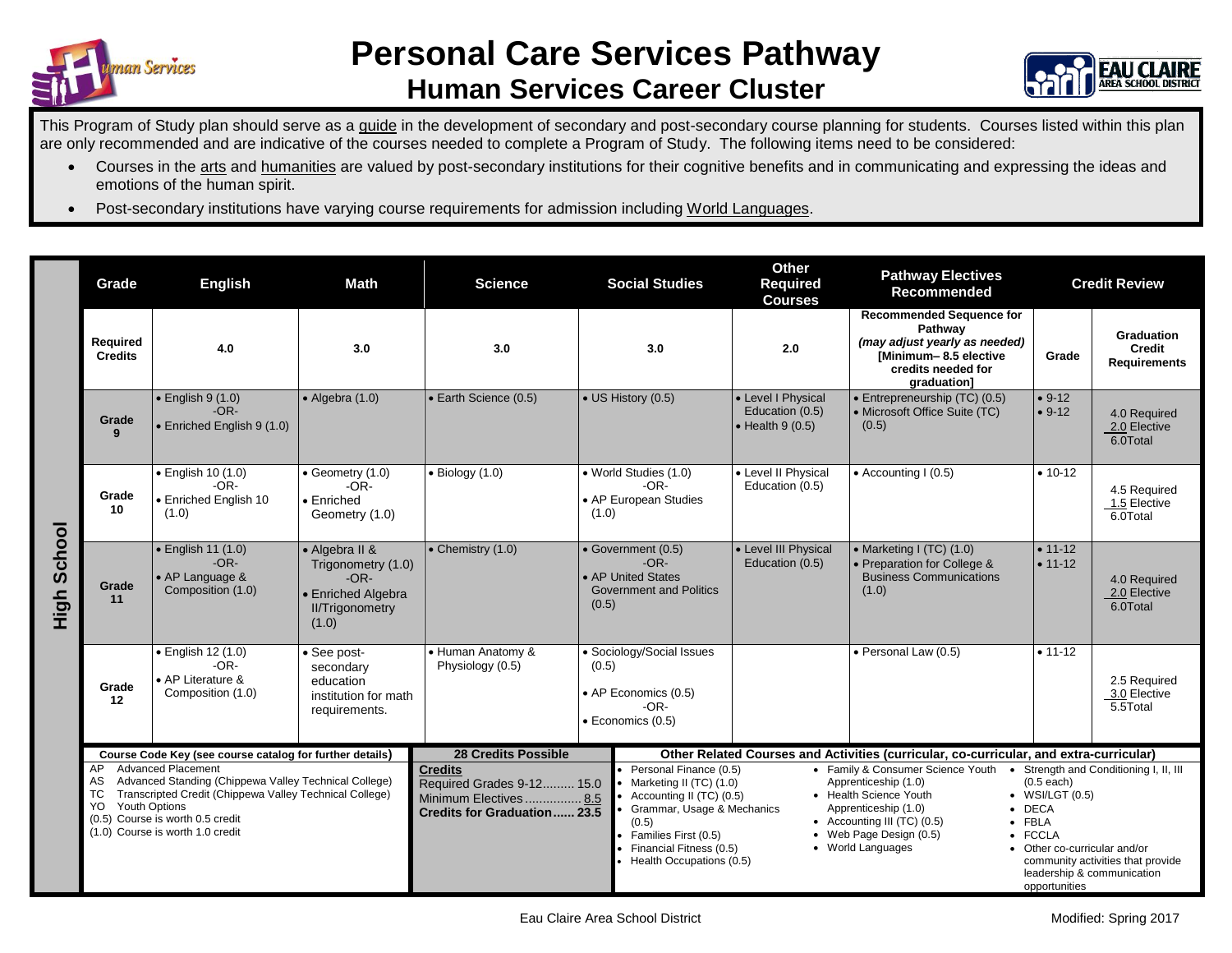# Personal Care Services Pathway

## Human Services Career Cluster

This Program of Study plan should serve as a guide in the development of secondary and post-secondary course planning for students. Courses listed within this plan are only recommended and are indicative of the courses needed to complete a Program of Study. The following items need to be considered:

- Courses in the arts and humanities are valued by post-secondary institutions for their cognitive benefits and in communicating and expressing the ideas and emotions of the human spirit.
- Post-secondary institutions have varying course requirements for admission including World Languages.

### High School

| Grade | English | Math | Science | Social Studies | Other Required Courses | Pathway Electives Recommended | Credit Review | |
|---|---|---|---|---|---|---|---|---|
| Required Credits | 4.0 | 3.0 | 3.0 | 3.0 | 2.0 | Recommended Sequence for Pathway *(may adjust yearly as needed)* [Minimum– 8.5 elective credits needed for graduation] | Grade | Graduation Credit Requirements |
| Grade 9 | • English 9 (1.0) -OR- • Enriched English 9 (1.0) | • Algebra (1.0) | • Earth Science (0.5) | • US History (0.5) | • Level I Physical Education (0.5) • Health 9 (0.5) | • Entrepreneurship (TC) (0.5) • Microsoft Office Suite (TC) (0.5) | • 9-12 • 9-12 | 4.0 Required 2.0 Elective 6.0Total |
| Grade 10 | • English 10 (1.0) -OR- • Enriched English 10 (1.0) | • Geometry (1.0) -OR- • Enriched Geometry (1.0) | • Biology (1.0) | • World Studies (1.0) -OR- • AP European Studies (1.0) | • Level II Physical Education (0.5) | • Accounting I (0.5) | • 10-12 | 4.5 Required 1.5 Elective 6.0Total |
| Grade 11 | • English 11 (1.0) -OR- • AP Language & Composition (1.0) | • Algebra II & Trigonometry (1.0) -OR- • Enriched Algebra II/Trigonometry (1.0) | • Chemistry (1.0) | • Government (0.5) -OR- • AP United States Government and Politics (0.5) | • Level III Physical Education (0.5) | • Marketing I (TC) (1.0) • Preparation for College & Business Communications (1.0) | • 11-12 • 11-12 | 4.0 Required 2.0 Elective 6.0Total |
| Grade 12 | • English 12 (1.0) -OR- • AP Literature & Composition (1.0) | • See post-secondary education institution for math requirements. | • Human Anatomy & Physiology (0.5) | • Sociology/Social Issues (0.5) • AP Economics (0.5) -OR- • Economics (0.5) | | • Personal Law (0.5) | • 11-12 | 2.5 Required 3.0 Elective 5.5Total |

**Course Code Key (see course catalog for further details)**

- AP Advanced Placement
- AS Advanced Standing (Chippewa Valley Technical College)
- TC Transcripted Credit (Chippewa Valley Technical College)
- YO Youth Options
- (0.5) Course is worth 0.5 credit
- (1.0) Course is worth 1.0 credit

**28 Credits Possible**

**Credits**
Required Grades 9-12......... 15.0
Minimum Electives ................ 8.5
**Credits for Graduation...... 23.5**

**Other Related Courses and Activities (curricular, co-curricular, and extra-curricular)**

- Personal Finance (0.5)
- Marketing II (TC) (1.0)
- Accounting II (TC) (0.5)
- Grammar, Usage & Mechanics (0.5)
- Families First (0.5)
- Financial Fitness (0.5)
- Health Occupations (0.5)
- Family & Consumer Science Youth Apprenticeship (1.0)
- Health Science Youth Apprenticeship (1.0)
- Accounting III (TC) (0.5)
- Web Page Design (0.5)
- World Languages
- Strength and Conditioning I, II, III (0.5 each)
- WSI/LGT (0.5)
- DECA
- FBLA
- FCCLA
- Other co-curricular and/or community activities that provide leadership & communication opportunities

Eau Claire Area School District

Modified: Spring 2017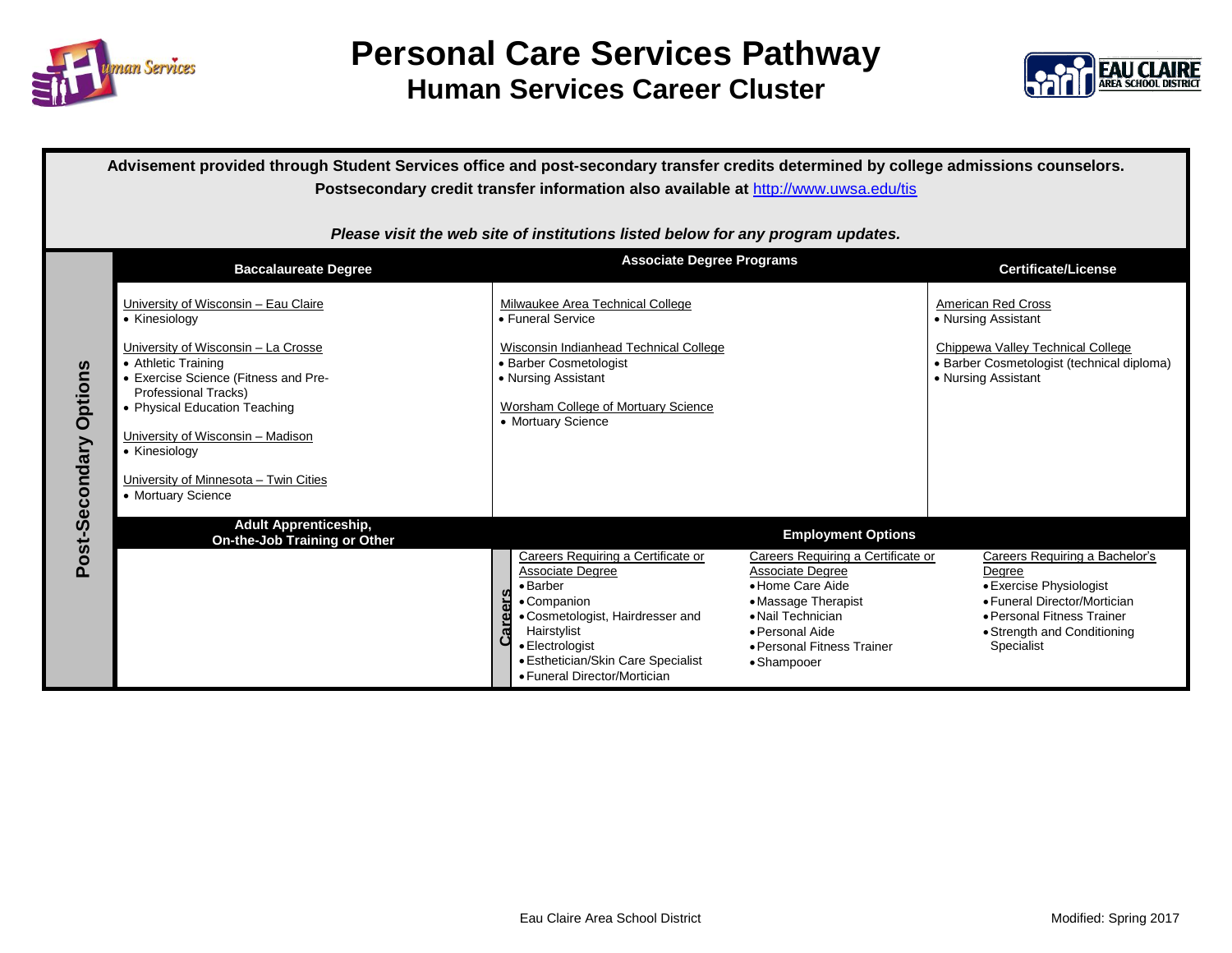# Personal Care Services Pathway

## Human Services Career Cluster

**Advisement provided through Student Services office and post-secondary transfer credits determined by college admissions counselors.**
**Postsecondary credit transfer information also available at http://www.uwsa.edu/tis**

***Please visit the web site of institutions listed below for any program updates.***

### Post-Secondary Options

| Baccalaureate Degree | Associate Degree Programs | Certificate/License |
|---|---|---|
| University of Wisconsin – Eau Claire<br>• Kinesiology<br><br>University of Wisconsin – La Crosse<br>• Athletic Training<br>• Exercise Science (Fitness and Pre-Professional Tracks)<br>• Physical Education Teaching<br><br>University of Wisconsin – Madison<br>• Kinesiology<br><br>University of Minnesota – Twin Cities<br>• Mortuary Science | Milwaukee Area Technical College<br>• Funeral Service<br><br>Wisconsin Indianhead Technical College<br>• Barber Cosmetologist<br>• Nursing Assistant<br><br>Worsham College of Mortuary Science<br>• Mortuary Science | American Red Cross<br>• Nursing Assistant<br><br>Chippewa Valley Technical College<br>• Barber Cosmetologist (technical diploma)<br>• Nursing Assistant |

| Adult Apprenticeship, On-the-Job Training or Other | Employment Options | | |
|---|---|---|---|
| | **Careers**<br>Careers Requiring a Certificate or Associate Degree<br>• Barber<br>• Companion<br>• Cosmetologist, Hairdresser and Hairstylist<br>• Electrologist<br>• Esthetician/Skin Care Specialist<br>• Funeral Director/Mortician | Careers Requiring a Certificate or Associate Degree<br>• Home Care Aide<br>• Massage Therapist<br>• Nail Technician<br>• Personal Aide<br>• Personal Fitness Trainer<br>• Shampooer | Careers Requiring a Bachelor's Degree<br>• Exercise Physiologist<br>• Funeral Director/Mortician<br>• Personal Fitness Trainer<br>• Strength and Conditioning Specialist |

Eau Claire Area School District

Modified: Spring 2017